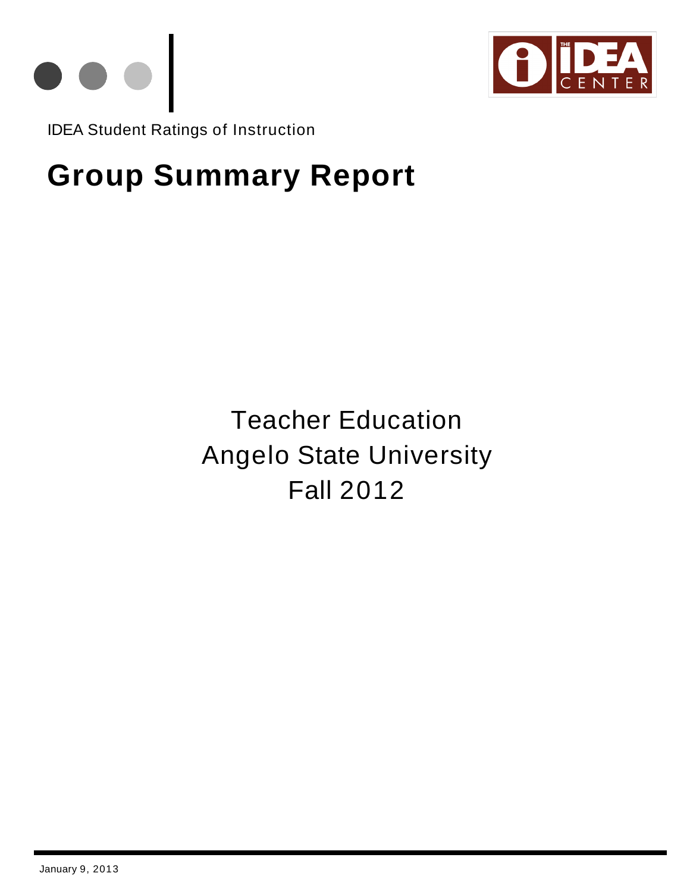IDEA Student Ratings of Instruction

# Group Summary Report

Teacher Education
Angelo State University
Fall 2012

January 9, 2013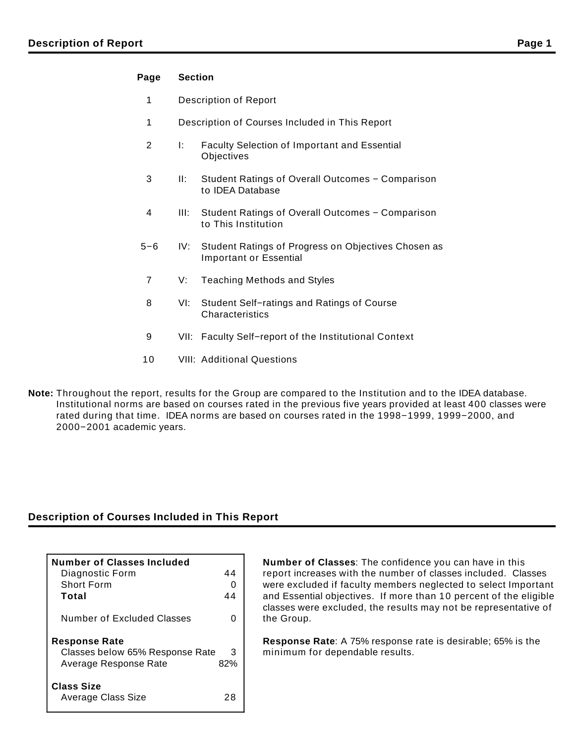## Description of Report

| Page | Section | |
|---|---|---|
| 1 | Description of Report | |
| 1 | Description of Courses Included in This Report | |
| 2 | I: | Faculty Selection of Important and Essential Objectives |
| 3 | II: | Student Ratings of Overall Outcomes − Comparison to IDEA Database |
| 4 | III: | Student Ratings of Overall Outcomes − Comparison to This Institution |
| 5−6 | IV: | Student Ratings of Progress on Objectives Chosen as Important or Essential |
| 7 | V: | Teaching Methods and Styles |
| 8 | VI: | Student Self−ratings and Ratings of Course Characteristics |
| 9 | VII: | Faculty Self−report of the Institutional Context |
| 10 | VIII: | Additional Questions |

**Note:** Throughout the report, results for the Group are compared to the Institution and to the IDEA database. Institutional norms are based on courses rated in the previous five years provided at least 400 classes were rated during that time. IDEA norms are based on courses rated in the 1998−1999, 1999−2000, and 2000−2001 academic years.

## Description of Courses Included in This Report

| | |
|---|---|
| **Number of Classes Included** | |
| Diagnostic Form | 44 |
| Short Form | 0 |
| **Total** | 44 |
| Number of Excluded Classes | 0 |
| **Response Rate** | |
| Classes below 65% Response Rate | 3 |
| Average Response Rate | 82% |
| **Class Size** | |
| Average Class Size | 28 |

**Number of Classes**: The confidence you can have in this report increases with the number of classes included. Classes were excluded if faculty members neglected to select Important and Essential objectives. If more than 10 percent of the eligible classes were excluded, the results may not be representative of the Group.

**Response Rate**: A 75% response rate is desirable; 65% is the minimum for dependable results.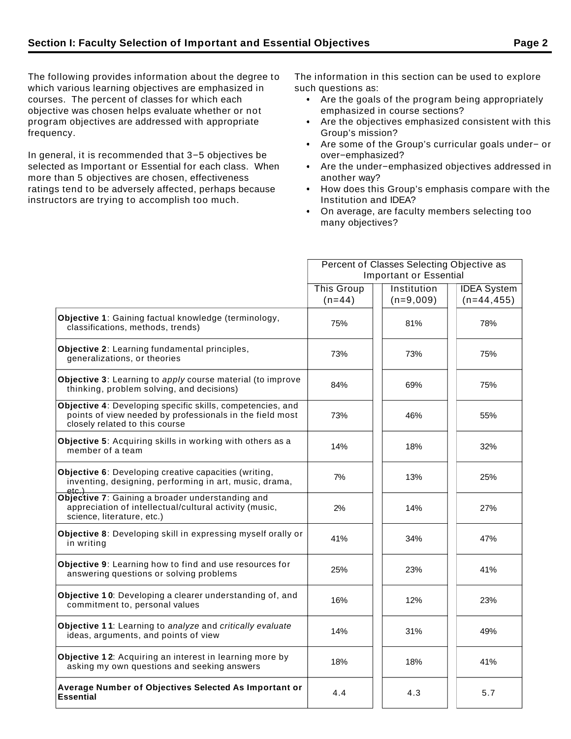## Section I: Faculty Selection of Important and Essential Objectives

The following provides information about the degree to which various learning objectives are emphasized in courses. The percent of classes for which each objective was chosen helps evaluate whether or not program objectives are addressed with appropriate frequency.

In general, it is recommended that 3−5 objectives be selected as Important or Essential for each class. When more than 5 objectives are chosen, effectiveness ratings tend to be adversely affected, perhaps because instructors are trying to accomplish too much.

The information in this section can be used to explore such questions as:

- Are the goals of the program being appropriately emphasized in course sections?
- Are the objectives emphasized consistent with this Group's mission?
- Are some of the Group's curricular goals under− or over−emphasized?
- Are the under−emphasized objectives addressed in another way?
- How does this Group's emphasis compare with the Institution and IDEA?
- On average, are faculty members selecting too many objectives?

| | Percent of Classes Selecting Objective as Important or Essential | | |
|---|---|---|---|
| | This Group (n=44) | Institution (n=9,009) | IDEA System (n=44,455) |
| **Objective 1**: Gaining factual knowledge (terminology, classifications, methods, trends) | 75% | 81% | 78% |
| **Objective 2**: Learning fundamental principles, generalizations, or theories | 73% | 73% | 75% |
| **Objective 3**: Learning to *apply* course material (to improve thinking, problem solving, and decisions) | 84% | 69% | 75% |
| **Objective 4**: Developing specific skills, competencies, and points of view needed by professionals in the field most closely related to this course | 73% | 46% | 55% |
| **Objective 5**: Acquiring skills in working with others as a member of a team | 14% | 18% | 32% |
| **Objective 6**: Developing creative capacities (writing, inventing, designing, performing in art, music, drama, etc.) | 7% | 13% | 25% |
| **Objective 7**: Gaining a broader understanding and appreciation of intellectual/cultural activity (music, science, literature, etc.) | 2% | 14% | 27% |
| **Objective 8**: Developing skill in expressing myself orally or in writing | 41% | 34% | 47% |
| **Objective 9**: Learning how to find and use resources for answering questions or solving problems | 25% | 23% | 41% |
| **Objective 10**: Developing a clearer understanding of, and commitment to, personal values | 16% | 12% | 23% |
| **Objective 11**: Learning to *analyze* and *critically evaluate* ideas, arguments, and points of view | 14% | 31% | 49% |
| **Objective 12**: Acquiring an interest in learning more by asking my own questions and seeking answers | 18% | 18% | 41% |
| **Average Number of Objectives Selected As Important or Essential** | 4.4 | 4.3 | 5.7 |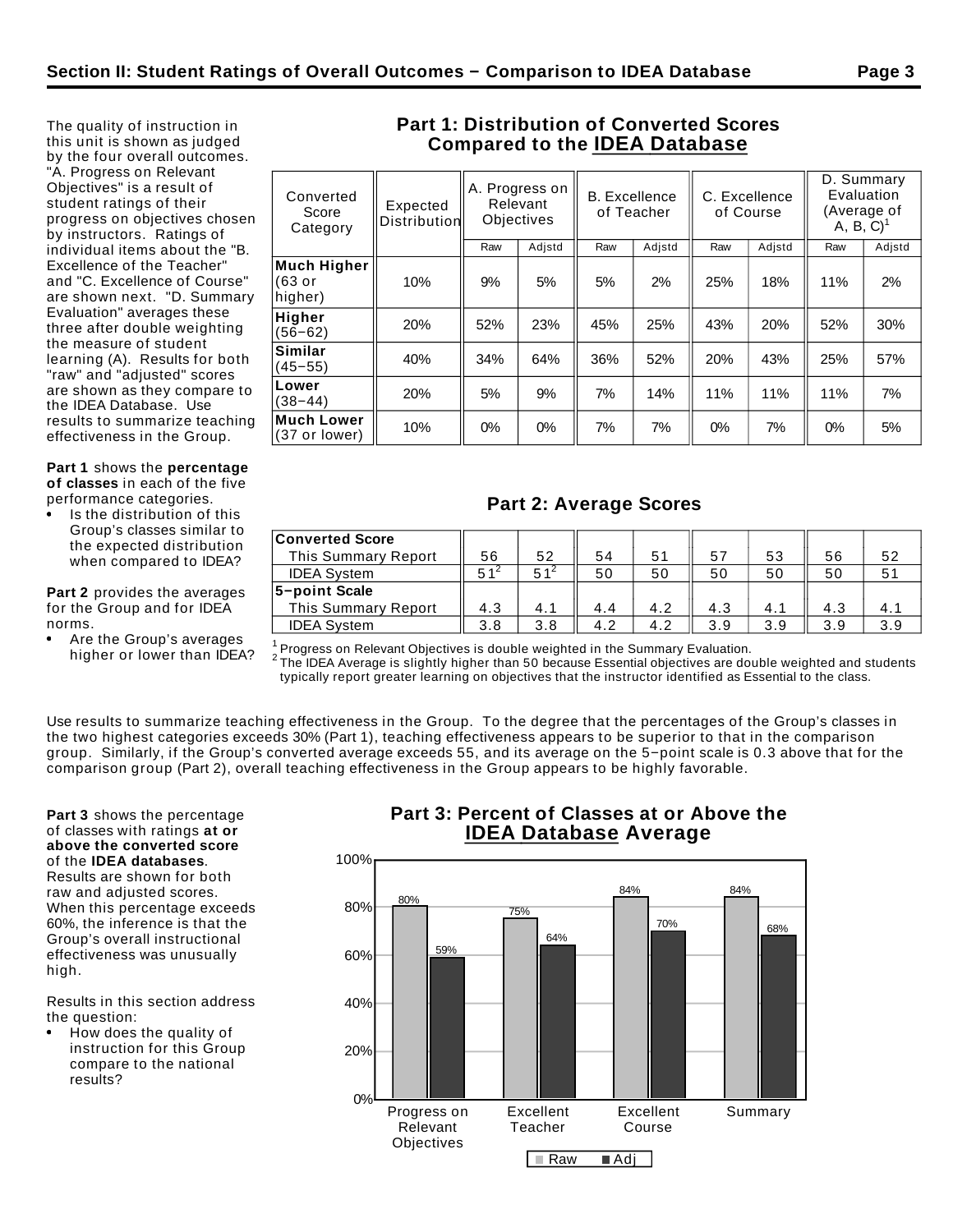## Section II: Student Ratings of Overall Outcomes − Comparison to IDEA Database

The quality of instruction in this unit is shown as judged by the four overall outcomes. "A. Progress on Relevant Objectives" is a result of student ratings of their progress on objectives chosen by instructors. Ratings of individual items about the "B. Excellence of the Teacher" and "C. Excellence of Course" are shown next. "D. Summary Evaluation" averages these three after double weighting the measure of student learning (A). Results for both "raw" and "adjusted" scores are shown as they compare to the IDEA Database. Use results to summarize teaching effectiveness in the Group.

**Part 1** shows the **percentage of classes** in each of the five performance categories.

- Is the distribution of this Group's classes similar to the expected distribution when compared to IDEA?

**Part 2** provides the averages for the Group and for IDEA norms.

- Are the Group's averages higher or lower than IDEA?

### Part 1: Distribution of Converted Scores Compared to the IDEA Database

| Converted Score Category | Expected Distribution | A. Progress on Relevant Objectives | | B. Excellence of Teacher | | C. Excellence of Course | | D. Summary Evaluation (Average of A, B, C)[1] | |
|---|---|---|---|---|---|---|---|---|---|
| | | Raw | Adjstd | Raw | Adjstd | Raw | Adjstd | Raw | Adjstd |
| **Much Higher** (63 or higher) | 10% | 9% | 5% | 5% | 2% | 25% | 18% | 11% | 2% |
| **Higher** (56−62) | 20% | 52% | 23% | 45% | 25% | 43% | 20% | 52% | 30% |
| **Similar** (45−55) | 40% | 34% | 64% | 36% | 52% | 20% | 43% | 25% | 57% |
| **Lower** (38−44) | 20% | 5% | 9% | 7% | 14% | 11% | 11% | 11% | 7% |
| **Much Lower** (37 or lower) | 10% | 0% | 0% | 7% | 7% | 0% | 7% | 0% | 5% |

### Part 2: Average Scores

| | A. Raw | A. Adjstd | B. Raw | B. Adjstd | C. Raw | C. Adjstd | D. Raw | D. Adjstd |
|---|---|---|---|---|---|---|---|---|
| **Converted Score** | | | | | | | | |
| This Summary Report | 56 | 52 | 54 | 51 | 57 | 53 | 56 | 52 |
| IDEA System | 51[2] | 51[2] | 50 | 50 | 50 | 50 | 50 | 51 |
| **5−point Scale** | | | | | | | | |
| This Summary Report | 4.3 | 4.1 | 4.4 | 4.2 | 4.3 | 4.1 | 4.3 | 4.1 |
| IDEA System | 3.8 | 3.8 | 4.2 | 4.2 | 3.9 | 3.9 | 3.9 | 3.9 |

[1] Progress on Relevant Objectives is double weighted in the Summary Evaluation.
[2] The IDEA Average is slightly higher than 50 because Essential objectives are double weighted and students typically report greater learning on objectives that the instructor identified as Essential to the class.

Use results to summarize teaching effectiveness in the Group. To the degree that the percentages of the Group's classes in the two highest categories exceeds 30% (Part 1), teaching effectiveness appears to be superior to that in the comparison group. Similarly, if the Group's converted average exceeds 55, and its average on the 5−point scale is 0.3 above that for the comparison group (Part 2), overall teaching effectiveness in the Group appears to be highly favorable.

**Part 3** shows the percentage of classes with ratings **at or above the converted score** of the **IDEA databases**. Results are shown for both raw and adjusted scores. When this percentage exceeds 60%, the inference is that the Group's overall instructional effectiveness was unusually high.

Results in this section address the question:

- How does the quality of instruction for this Group compare to the national results?

### Part 3: Percent of Classes at or Above the IDEA Database Average

| | Raw | Adj |
|---|---|---|
| Progress on Relevant Objectives | 80% | 59% |
| Excellent Teacher | 75% | 64% |
| Excellent Course | 84% | 70% |
| Summary | 84% | 68% |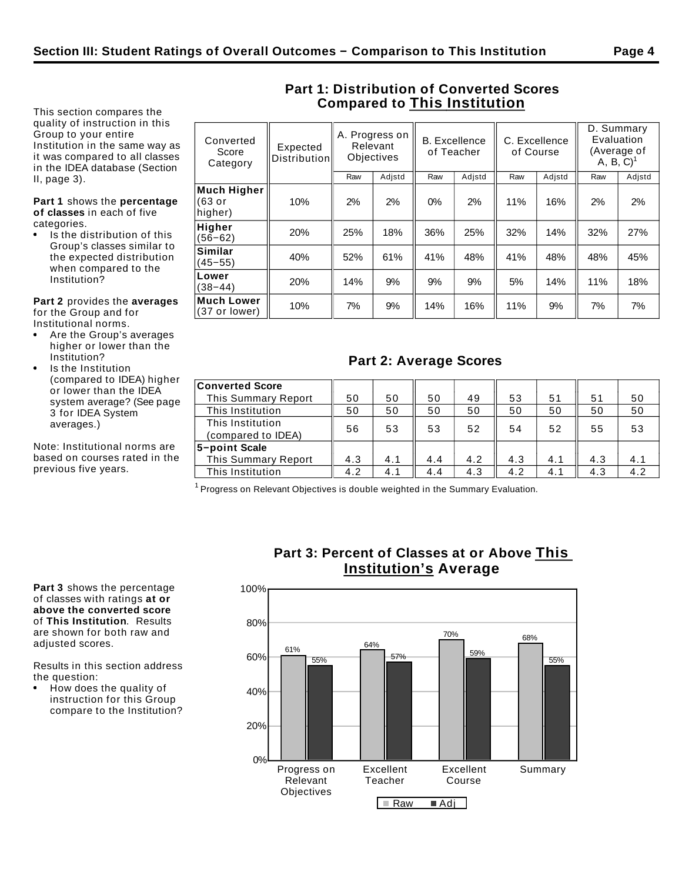## Section III: Student Ratings of Overall Outcomes – Comparison to This Institution

This section compares the quality of instruction in this Group to your entire Institution in the same way as it was compared to all classes in the IDEA database (Section II, page 3).

**Part 1** shows the **percentage of classes** in each of five categories.

- Is the distribution of this Group's classes similar to the expected distribution when compared to the Institution?

**Part 2** provides the **averages** for the Group and for Institutional norms.

- Are the Group's averages higher or lower than the Institution?
- Is the Institution (compared to IDEA) higher or lower than the IDEA system average? (See page 3 for IDEA System averages.)

Note: Institutional norms are based on courses rated in the previous five years.

### Part 1: Distribution of Converted Scores Compared to This Institution

| Converted Score Category | Expected Distribution | A. Progress on Relevant Objectives | | B. Excellence of Teacher | | C. Excellence of Course | | D. Summary Evaluation (Average of A, B, C)[1] | |
|---|---|---|---|---|---|---|---|---|---|
| | | Raw | Adjstd | Raw | Adjstd | Raw | Adjstd | Raw | Adjstd |
| **Much Higher** (63 or higher) | 10% | 2% | 2% | 0% | 2% | 11% | 16% | 2% | 2% |
| **Higher** (56–62) | 20% | 25% | 18% | 36% | 25% | 32% | 14% | 32% | 27% |
| **Similar** (45–55) | 40% | 52% | 61% | 41% | 48% | 41% | 48% | 48% | 45% |
| **Lower** (38–44) | 20% | 14% | 9% | 9% | 9% | 5% | 14% | 11% | 18% |
| **Much Lower** (37 or lower) | 10% | 7% | 9% | 14% | 16% | 11% | 9% | 7% | 7% |

### Part 2: Average Scores

| | A. Raw | A. Adjstd | B. Raw | B. Adjstd | C. Raw | C. Adjstd | D. Raw | D. Adjstd |
|---|---|---|---|---|---|---|---|---|
| **Converted Score** | | | | | | | | |
| This Summary Report | 50 | 50 | 50 | 49 | 53 | 51 | 51 | 50 |
| This Institution | 50 | 50 | 50 | 50 | 50 | 50 | 50 | 50 |
| This Institution (compared to IDEA) | 56 | 53 | 53 | 52 | 54 | 52 | 55 | 53 |
| **5-point Scale** | | | | | | | | |
| This Summary Report | 4.3 | 4.1 | 4.4 | 4.2 | 4.3 | 4.1 | 4.3 | 4.1 |
| This Institution | 4.2 | 4.1 | 4.4 | 4.3 | 4.2 | 4.1 | 4.3 | 4.2 |

[1] Progress on Relevant Objectives is double weighted in the Summary Evaluation.

### Part 3: Percent of Classes at or Above This Institution's Average

**Part 3** shows the percentage of classes with ratings **at or above the converted score** of **This Institution**. Results are shown for both raw and adjusted scores.

Results in this section address the question:

- How does the quality of instruction for this Group compare to the Institution?

| | Raw | Adj |
|---|---|---|
| Progress on Relevant Objectives | 61% | 55% |
| Excellent Teacher | 64% | 57% |
| Excellent Course | 70% | 59% |
| Summary | 68% | 55% |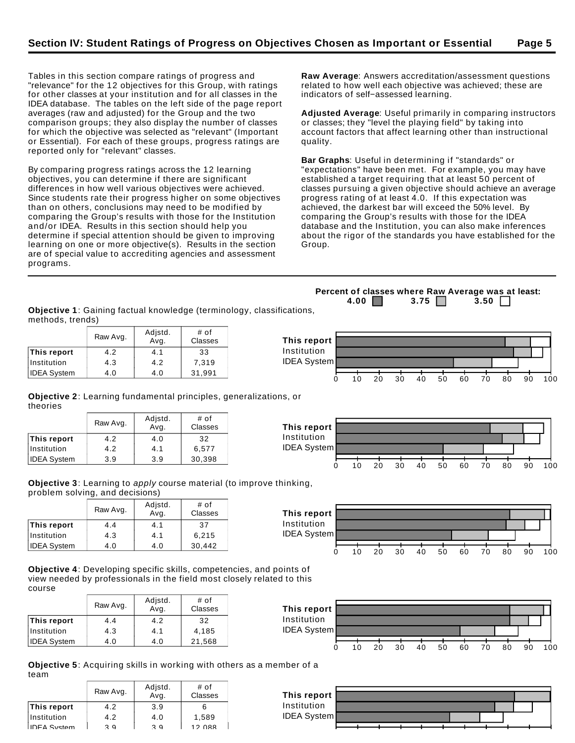## Section IV: Student Ratings of Progress on Objectives Chosen as Important or Essential

Tables in this section compare ratings of progress and "relevance" for the 12 objectives for this Group, with ratings for other classes at your institution and for all classes in the IDEA database. The tables on the left side of the page report averages (raw and adjusted) for the Group and the two comparison groups; they also display the number of classes for which the objective was selected as "relevant" (Important or Essential). For each of these groups, progress ratings are reported only for "relevant" classes.

By comparing progress ratings across the 12 learning objectives, you can determine if there are significant differences in how well various objectives were achieved. Since students rate their progress higher on some objectives than on others, conclusions may need to be modified by comparing the Group's results with those for the Institution and/or IDEA. Results in this section should help you determine if special attention should be given to improving learning on one or more objective(s). Results in the section are of special value to accrediting agencies and assessment programs.

**Raw Average**: Answers accreditation/assessment questions related to how well each objective was achieved; these are indicators of self-assessed learning.

**Adjusted Average**: Useful primarily in comparing instructors or classes; they "level the playing field" by taking into account factors that affect learning other than instructional quality.

**Bar Graphs**: Useful in determining if "standards" or "expectations" have been met. For example, you may have established a target requiring that at least 50 percent of classes pursuing a given objective should achieve an average progress rating of at least 4.0. If this expectation was achieved, the darkest bar will exceed the 50% level. By comparing the Group's results with those for the IDEA database and the Institution, you can also make inferences about the rigor of the standards you have established for the Group.

---

**Percent of classes where Raw Average was at least:** 4.00 / 3.75 / 3.50

**Objective 1**: Gaining factual knowledge (terminology, classifications, methods, trends)

| | Raw Avg. | Adjstd. Avg. | # of Classes |
|---|---|---|---|
| **This report** | 4.2 | 4.1 | 33 |
| Institution | 4.3 | 4.2 | 7,319 |
| IDEA System | 4.0 | 4.0 | 31,991 |

**Objective 2**: Learning fundamental principles, generalizations, or theories

| | Raw Avg. | Adjstd. Avg. | # of Classes |
|---|---|---|---|
| **This report** | 4.2 | 4.0 | 32 |
| Institution | 4.2 | 4.1 | 6,577 |
| IDEA System | 3.9 | 3.9 | 30,398 |

**Objective 3**: Learning to *apply* course material (to improve thinking, problem solving, and decisions)

| | Raw Avg. | Adjstd. Avg. | # of Classes |
|---|---|---|---|
| **This report** | 4.4 | 4.1 | 37 |
| Institution | 4.3 | 4.1 | 6,215 |
| IDEA System | 4.0 | 4.0 | 30,442 |

**Objective 4**: Developing specific skills, competencies, and points of view needed by professionals in the field most closely related to this course

| | Raw Avg. | Adjstd. Avg. | # of Classes |
|---|---|---|---|
| **This report** | 4.4 | 4.2 | 32 |
| Institution | 4.3 | 4.1 | 4,185 |
| IDEA System | 4.0 | 4.0 | 21,568 |

**Objective 5**: Acquiring skills in working with others as a member of a team

| | Raw Avg. | Adjstd. Avg. | # of Classes |
|---|---|---|---|
| **This report** | 4.2 | 3.9 | 6 |
| Institution | 4.2 | 4.0 | 1,589 |
| IDEA System | 3.9 | 3.9 | 12,088 |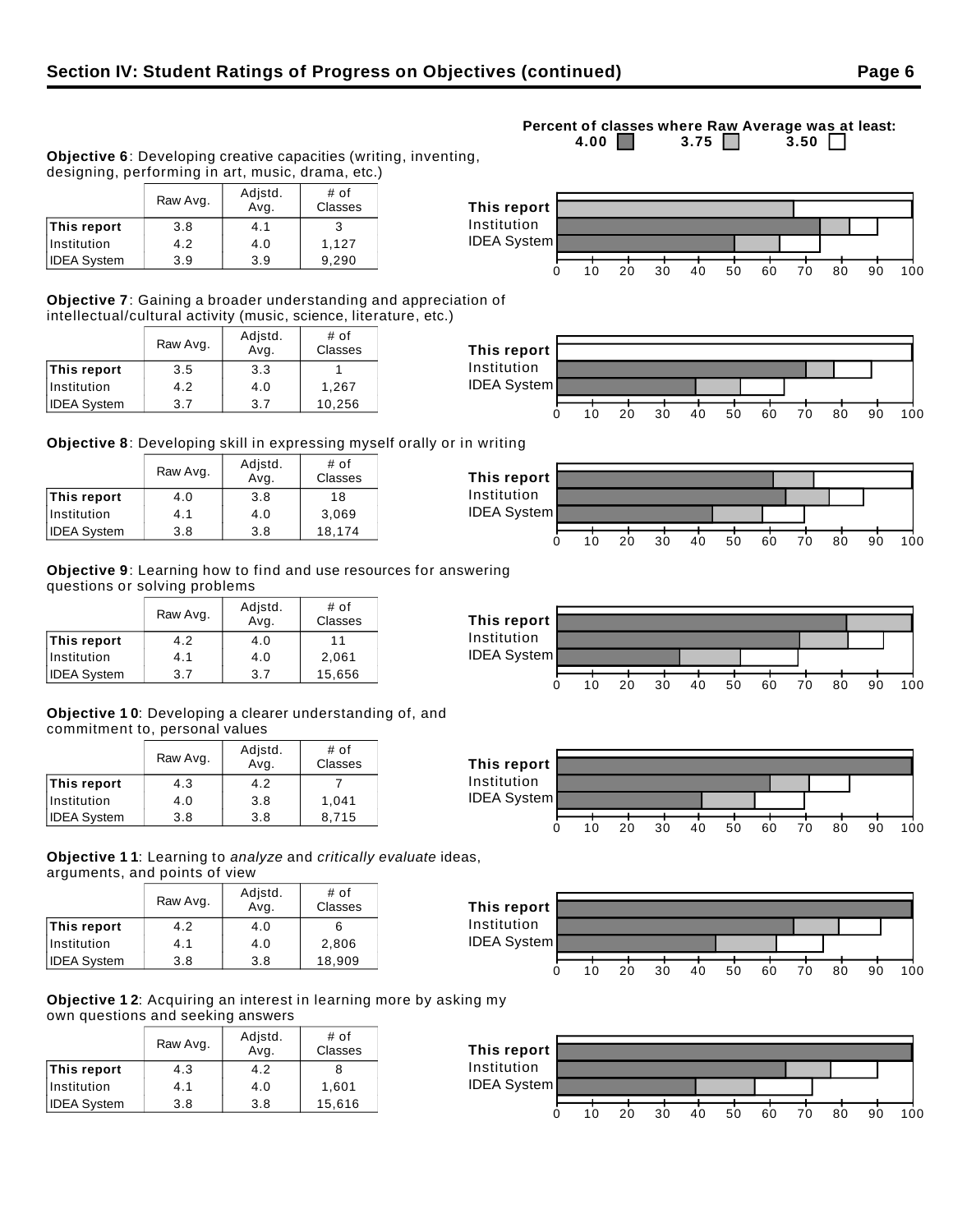## Section IV: Student Ratings of Progress on Objectives (continued)

Percent of classes where Raw Average was at least: 4.00 | 3.75 | 3.50

**Objective 6**: Developing creative capacities (writing, inventing, designing, performing in art, music, drama, etc.)

| | Raw Avg. | Adjstd. Avg. | # of Classes |
|---|---|---|---|
| **This report** | 3.8 | 4.1 | 3 |
| Institution | 4.2 | 4.0 | 1,127 |
| IDEA System | 3.9 | 3.9 | 9,290 |

**Objective 7**: Gaining a broader understanding and appreciation of intellectual/cultural activity (music, science, literature, etc.)

| | Raw Avg. | Adjstd. Avg. | # of Classes |
|---|---|---|---|
| **This report** | 3.5 | 3.3 | 1 |
| Institution | 4.2 | 4.0 | 1,267 |
| IDEA System | 3.7 | 3.7 | 10,256 |

**Objective 8**: Developing skill in expressing myself orally or in writing

| | Raw Avg. | Adjstd. Avg. | # of Classes |
|---|---|---|---|
| **This report** | 4.0 | 3.8 | 18 |
| Institution | 4.1 | 4.0 | 3,069 |
| IDEA System | 3.8 | 3.8 | 18,174 |

**Objective 9**: Learning how to find and use resources for answering questions or solving problems

| | Raw Avg. | Adjstd. Avg. | # of Classes |
|---|---|---|---|
| **This report** | 4.2 | 4.0 | 11 |
| Institution | 4.1 | 4.0 | 2,061 |
| IDEA System | 3.7 | 3.7 | 15,656 |

**Objective 10**: Developing a clearer understanding of, and commitment to, personal values

| | Raw Avg. | Adjstd. Avg. | # of Classes |
|---|---|---|---|
| **This report** | 4.3 | 4.2 | 7 |
| Institution | 4.0 | 3.8 | 1,041 |
| IDEA System | 3.8 | 3.8 | 8,715 |

**Objective 11**: Learning to *analyze* and *critically evaluate* ideas, arguments, and points of view

| | Raw Avg. | Adjstd. Avg. | # of Classes |
|---|---|---|---|
| **This report** | 4.2 | 4.0 | 6 |
| Institution | 4.1 | 4.0 | 2,806 |
| IDEA System | 3.8 | 3.8 | 18,909 |

**Objective 12**: Acquiring an interest in learning more by asking my own questions and seeking answers

| | Raw Avg. | Adjstd. Avg. | # of Classes |
|---|---|---|---|
| **This report** | 4.3 | 4.2 | 8 |
| Institution | 4.1 | 4.0 | 1,601 |
| IDEA System | 3.8 | 3.8 | 15,616 |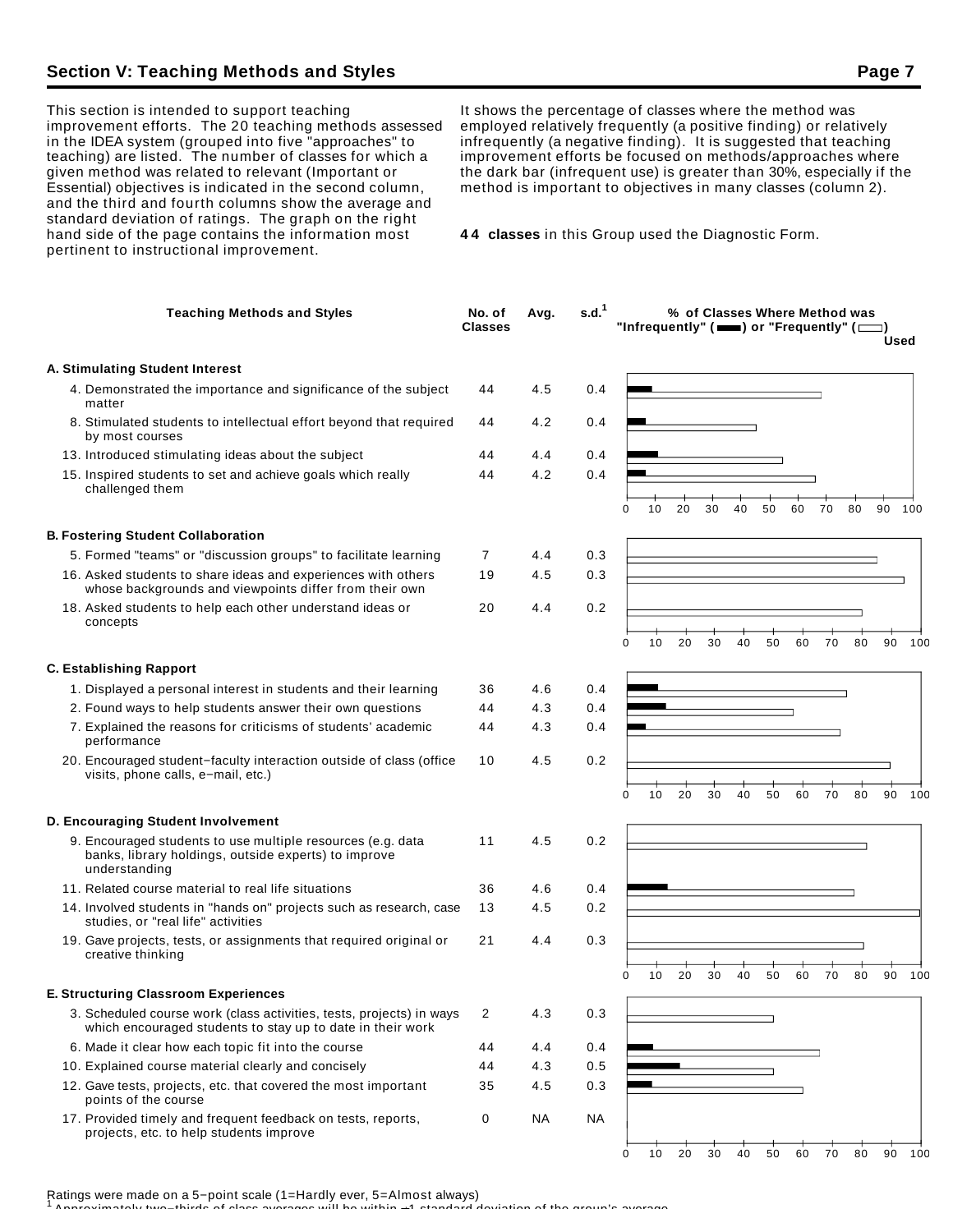## Section V: Teaching Methods and Styles

This section is intended to support teaching improvement efforts. The 20 teaching methods assessed in the IDEA system (grouped into five "approaches" to teaching) are listed. The number of classes for which a given method was related to relevant (Important or Essential) objectives is indicated in the second column, and the third and fourth columns show the average and standard deviation of ratings. The graph on the right hand side of the page contains the information most pertinent to instructional improvement.

It shows the percentage of classes where the method was employed relatively frequently (a positive finding) or relatively infrequently (a negative finding). It is suggested that teaching improvement efforts be focused on methods/approaches where the dark bar (infrequent use) is greater than 30%, especially if the method is important to objectives in many classes (column 2).

**44 classes** in this Group used the Diagnostic Form.

| Teaching Methods and Styles | No. of Classes | Avg. | s.d.[1] |
|---|---|---|---|
| **A. Stimulating Student Interest** | | | |
| 4. Demonstrated the importance and significance of the subject matter | 44 | 4.5 | 0.4 |
| 8. Stimulated students to intellectual effort beyond that required by most courses | 44 | 4.2 | 0.4 |
| 13. Introduced stimulating ideas about the subject | 44 | 4.4 | 0.4 |
| 15. Inspired students to set and achieve goals which really challenged them | 44 | 4.2 | 0.4 |
| **B. Fostering Student Collaboration** | | | |
| 5. Formed "teams" or "discussion groups" to facilitate learning | 7 | 4.4 | 0.3 |
| 16. Asked students to share ideas and experiences with others whose backgrounds and viewpoints differ from their own | 19 | 4.5 | 0.3 |
| 18. Asked students to help each other understand ideas or concepts | 20 | 4.4 | 0.2 |
| **C. Establishing Rapport** | | | |
| 1. Displayed a personal interest in students and their learning | 36 | 4.6 | 0.4 |
| 2. Found ways to help students answer their own questions | 44 | 4.3 | 0.4 |
| 7. Explained the reasons for criticisms of students' academic performance | 44 | 4.3 | 0.4 |
| 20. Encouraged student−faculty interaction outside of class (office visits, phone calls, e−mail, etc.) | 10 | 4.5 | 0.2 |
| **D. Encouraging Student Involvement** | | | |
| 9. Encouraged students to use multiple resources (e.g. data banks, library holdings, outside experts) to improve understanding | 11 | 4.5 | 0.2 |
| 11. Related course material to real life situations | 36 | 4.6 | 0.4 |
| 14. Involved students in "hands on" projects such as research, case studies, or "real life" activities | 13 | 4.5 | 0.2 |
| 19. Gave projects, tests, or assignments that required original or creative thinking | 21 | 4.4 | 0.3 |
| **E. Structuring Classroom Experiences** | | | |
| 3. Scheduled course work (class activities, tests, projects) in ways which encouraged students to stay up to date in their work | 2 | 4.3 | 0.3 |
| 6. Made it clear how each topic fit into the course | 44 | 4.4 | 0.4 |
| 10. Explained course material clearly and concisely | 44 | 4.3 | 0.5 |
| 12. Gave tests, projects, etc. that covered the most important points of the course | 35 | 4.5 | 0.3 |
| 17. Provided timely and frequent feedback on tests, reports, projects, etc. to help students improve | 0 | NA | NA |

% of Classes Where Method was "Infrequently" (▬) or "Frequently" (▭) Used

Ratings were made on a 5−point scale (1=Hardly ever, 5=Almost always)

[1] Approximately two−thirds of class averages will be within ±1 standard deviation of the group's average.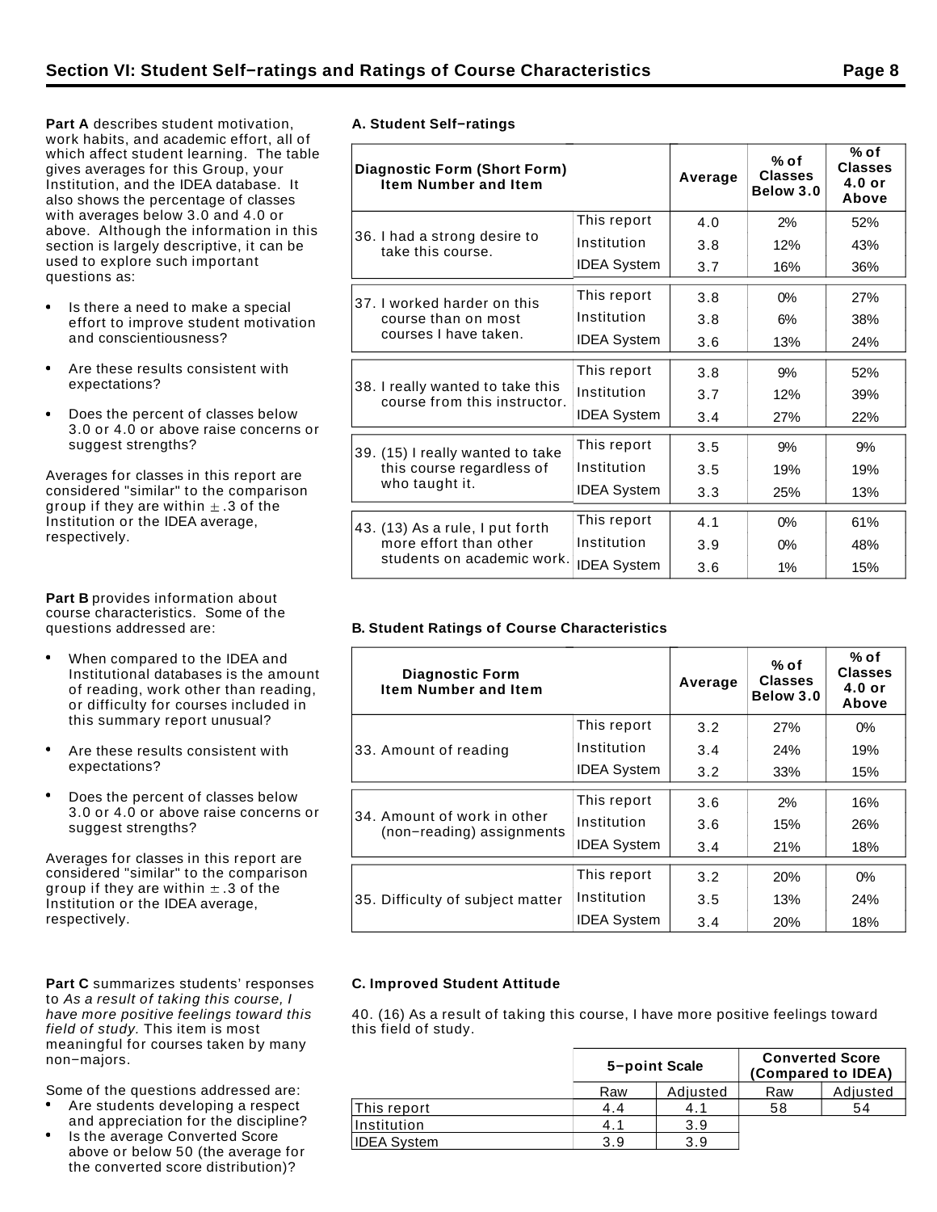## Section VI: Student Self−ratings and Ratings of Course Characteristics

**Part A** describes student motivation, work habits, and academic effort, all of which affect student learning. The table gives averages for this Group, your Institution, and the IDEA database. It also shows the percentage of classes with averages below 3.0 and 4.0 or above. Although the information in this section is largely descriptive, it can be used to explore such important questions as:

- Is there a need to make a special effort to improve student motivation and conscientiousness?
- Are these results consistent with expectations?
- Does the percent of classes below 3.0 or 4.0 or above raise concerns or suggest strengths?

Averages for classes in this report are considered "similar" to the comparison group if they are within ± .3 of the Institution or the IDEA average, respectively.

### A. Student Self−ratings

| Diagnostic Form (Short Form) Item Number and Item | | Average | % of Classes Below 3.0 | % of Classes 4.0 or Above |
|---|---|---|---|---|
| 36. I had a strong desire to take this course. | This report | 4.0 | 2% | 52% |
| | Institution | 3.8 | 12% | 43% |
| | IDEA System | 3.7 | 16% | 36% |
| 37. I worked harder on this course than on most courses I have taken. | This report | 3.8 | 0% | 27% |
| | Institution | 3.8 | 6% | 38% |
| | IDEA System | 3.6 | 13% | 24% |
| 38. I really wanted to take this course from this instructor. | This report | 3.8 | 9% | 52% |
| | Institution | 3.7 | 12% | 39% |
| | IDEA System | 3.4 | 27% | 22% |
| 39. (15) I really wanted to take this course regardless of who taught it. | This report | 3.5 | 9% | 9% |
| | Institution | 3.5 | 19% | 19% |
| | IDEA System | 3.3 | 25% | 13% |
| 43. (13) As a rule, I put forth more effort than other students on academic work. | This report | 4.1 | 0% | 61% |
| | Institution | 3.9 | 0% | 48% |
| | IDEA System | 3.6 | 1% | 15% |

**Part B** provides information about course characteristics. Some of the questions addressed are:

- When compared to the IDEA and Institutional databases is the amount of reading, work other than reading, or difficulty for courses included in this summary report unusual?
- Are these results consistent with expectations?
- Does the percent of classes below 3.0 or 4.0 or above raise concerns or suggest strengths?

Averages for classes in this report are considered "similar" to the comparison group if they are within ± .3 of the Institution or the IDEA average, respectively.

### B. Student Ratings of Course Characteristics

| Diagnostic Form Item Number and Item | | Average | % of Classes Below 3.0 | % of Classes 4.0 or Above |
|---|---|---|---|---|
| 33. Amount of reading | This report | 3.2 | 27% | 0% |
| | Institution | 3.4 | 24% | 19% |
| | IDEA System | 3.2 | 33% | 15% |
| 34. Amount of work in other (non−reading) assignments | This report | 3.6 | 2% | 16% |
| | Institution | 3.6 | 15% | 26% |
| | IDEA System | 3.4 | 21% | 18% |
| 35. Difficulty of subject matter | This report | 3.2 | 20% | 0% |
| | Institution | 3.5 | 13% | 24% |
| | IDEA System | 3.4 | 20% | 18% |

**Part C** summarizes students' responses to *As a result of taking this course, I have more positive feelings toward this field of study.* This item is most meaningful for courses taken by many non−majors.

Some of the questions addressed are:

- Are students developing a respect and appreciation for the discipline?
- Is the average Converted Score above or below 50 (the average for the converted score distribution)?

### C. Improved Student Attitude

40. (16) As a result of taking this course, I have more positive feelings toward this field of study.

| | 5−point Scale | | Converted Score (Compared to IDEA) | |
|---|---|---|---|---|
| | Raw | Adjusted | Raw | Adjusted |
| This report | 4.4 | 4.1 | 58 | 54 |
| Institution | 4.1 | 3.9 | | |
| IDEA System | 3.9 | 3.9 | | |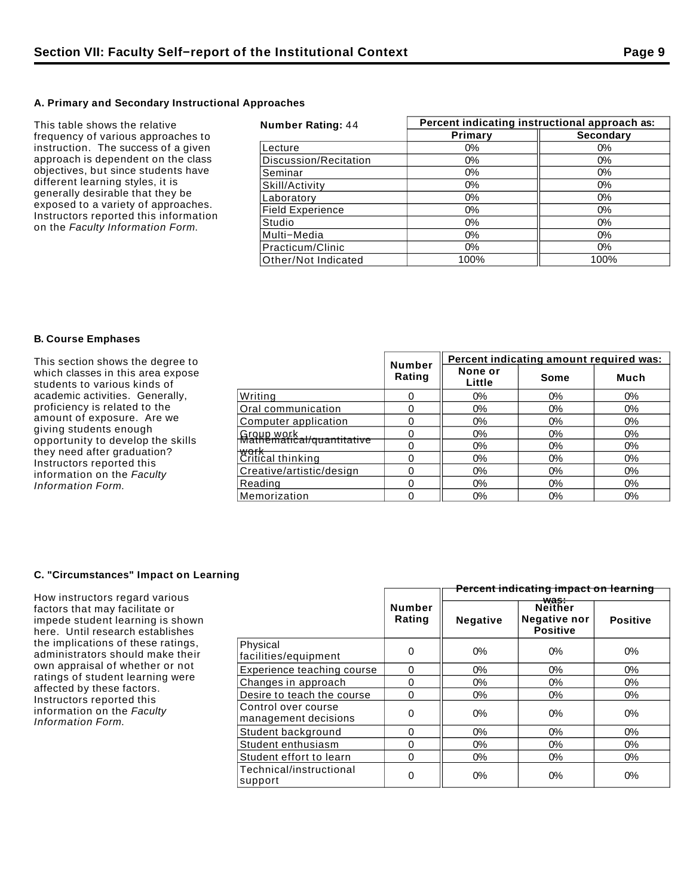## A. Primary and Secondary Instructional Approaches

This table shows the relative frequency of various approaches to instruction. The success of a given approach is dependent on the class objectives, but since students have different learning styles, it is generally desirable that they be exposed to a variety of approaches. Instructors reported this information on the *Faculty Information Form*.

| **Number Rating:** 44 | Percent indicating instructional approach as: | |
|---|---|---|
| | **Primary** | **Secondary** |
| Lecture | 0% | 0% |
| Discussion/Recitation | 0% | 0% |
| Seminar | 0% | 0% |
| Skill/Activity | 0% | 0% |
| Laboratory | 0% | 0% |
| Field Experience | 0% | 0% |
| Studio | 0% | 0% |
| Multi−Media | 0% | 0% |
| Practicum/Clinic | 0% | 0% |
| Other/Not Indicated | 100% | 100% |

## B. Course Emphases

This section shows the degree to which classes in this area expose students to various kinds of academic activities. Generally, proficiency is related to the amount of exposure. Are we giving students enough opportunity to develop the skills they need after graduation? Instructors reported this information on the *Faculty Information Form.*

| | Number Rating | Percent indicating amount required was: | | |
|---|---|---|---|---|
| | | **None or Little** | **Some** | **Much** |
| Writing | 0 | 0% | 0% | 0% |
| Oral communication | 0 | 0% | 0% | 0% |
| Computer application | 0 | 0% | 0% | 0% |
| Group work | 0 | 0% | 0% | 0% |
| Mathematical/quantitative work | 0 | 0% | 0% | 0% |
| Critical thinking | 0 | 0% | 0% | 0% |
| Creative/artistic/design | 0 | 0% | 0% | 0% |
| Reading | 0 | 0% | 0% | 0% |
| Memorization | 0 | 0% | 0% | 0% |

## C. "Circumstances" Impact on Learning

How instructors regard various factors that may facilitate or impede student learning is shown here. Until research establishes the implications of these ratings, administrators should make their own appraisal of whether or not ratings of student learning were affected by these factors. Instructors reported this information on the *Faculty Information Form.*

| | Number Rating | Percent indicating impact on learning was: | | |
|---|---|---|---|---|
| | | **Negative** | **Neither Negative nor Positive** | **Positive** |
| Physical facilities/equipment | 0 | 0% | 0% | 0% |
| Experience teaching course | 0 | 0% | 0% | 0% |
| Changes in approach | 0 | 0% | 0% | 0% |
| Desire to teach the course | 0 | 0% | 0% | 0% |
| Control over course management decisions | 0 | 0% | 0% | 0% |
| Student background | 0 | 0% | 0% | 0% |
| Student enthusiasm | 0 | 0% | 0% | 0% |
| Student effort to learn | 0 | 0% | 0% | 0% |
| Technical/instructional support | 0 | 0% | 0% | 0% |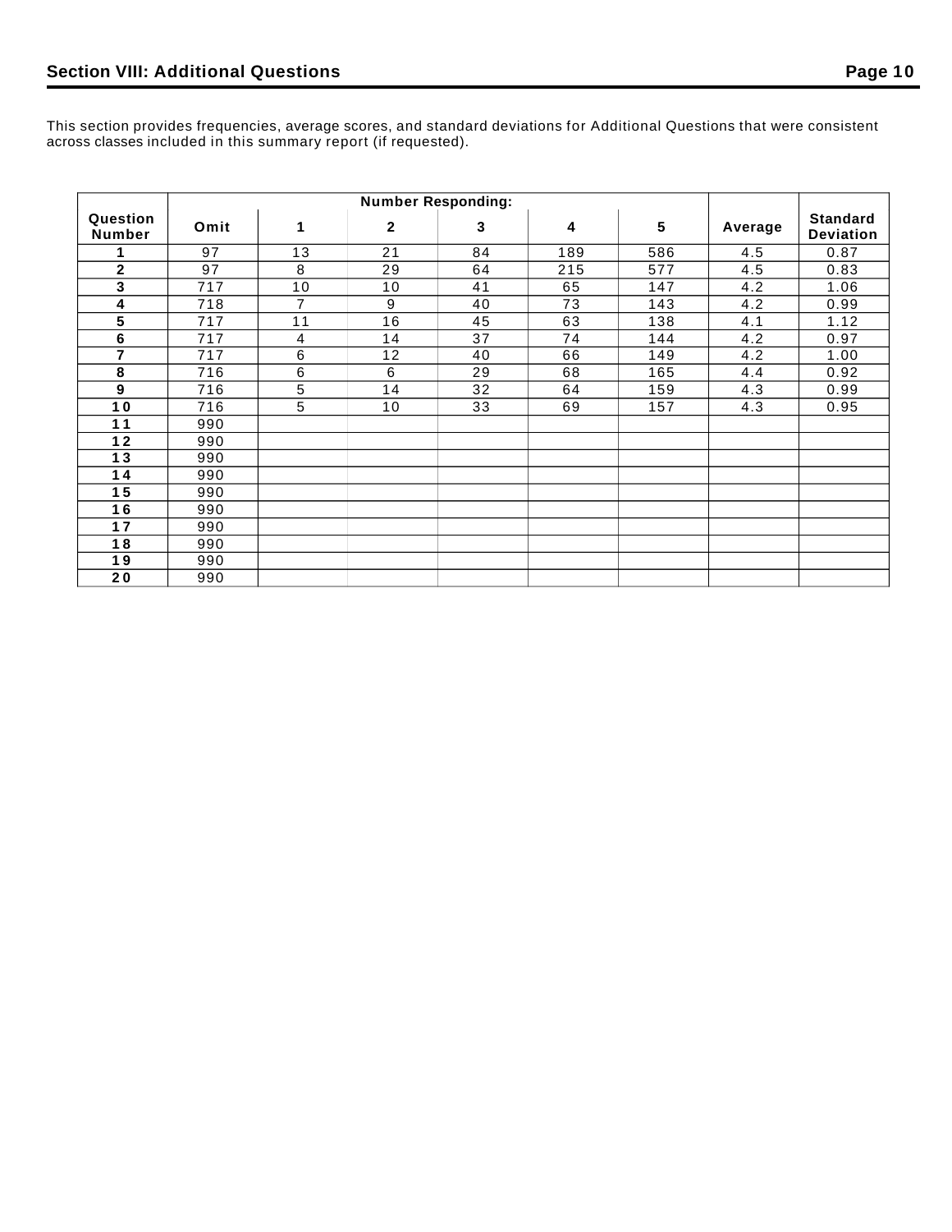## Section VIII: Additional Questions

This section provides frequencies, average scores, and standard deviations for Additional Questions that were consistent across classes included in this summary report (if requested).

| Question Number | Number Responding: | | | | | | Average | Standard Deviation |
|---|---|---|---|---|---|---|---|---|
| | Omit | 1 | 2 | 3 | 4 | 5 | | |
| 1 | 97 | 13 | 21 | 84 | 189 | 586 | 4.5 | 0.87 |
| 2 | 97 | 8 | 29 | 64 | 215 | 577 | 4.5 | 0.83 |
| 3 | 717 | 10 | 10 | 41 | 65 | 147 | 4.2 | 1.06 |
| 4 | 718 | 7 | 9 | 40 | 73 | 143 | 4.2 | 0.99 |
| 5 | 717 | 11 | 16 | 45 | 63 | 138 | 4.1 | 1.12 |
| 6 | 717 | 4 | 14 | 37 | 74 | 144 | 4.2 | 0.97 |
| 7 | 717 | 6 | 12 | 40 | 66 | 149 | 4.2 | 1.00 |
| 8 | 716 | 6 | 6 | 29 | 68 | 165 | 4.4 | 0.92 |
| 9 | 716 | 5 | 14 | 32 | 64 | 159 | 4.3 | 0.99 |
| 10 | 716 | 5 | 10 | 33 | 69 | 157 | 4.3 | 0.95 |
| 11 | 990 | | | | | | | |
| 12 | 990 | | | | | | | |
| 13 | 990 | | | | | | | |
| 14 | 990 | | | | | | | |
| 15 | 990 | | | | | | | |
| 16 | 990 | | | | | | | |
| 17 | 990 | | | | | | | |
| 18 | 990 | | | | | | | |
| 19 | 990 | | | | | | | |
| 20 | 990 | | | | | | | |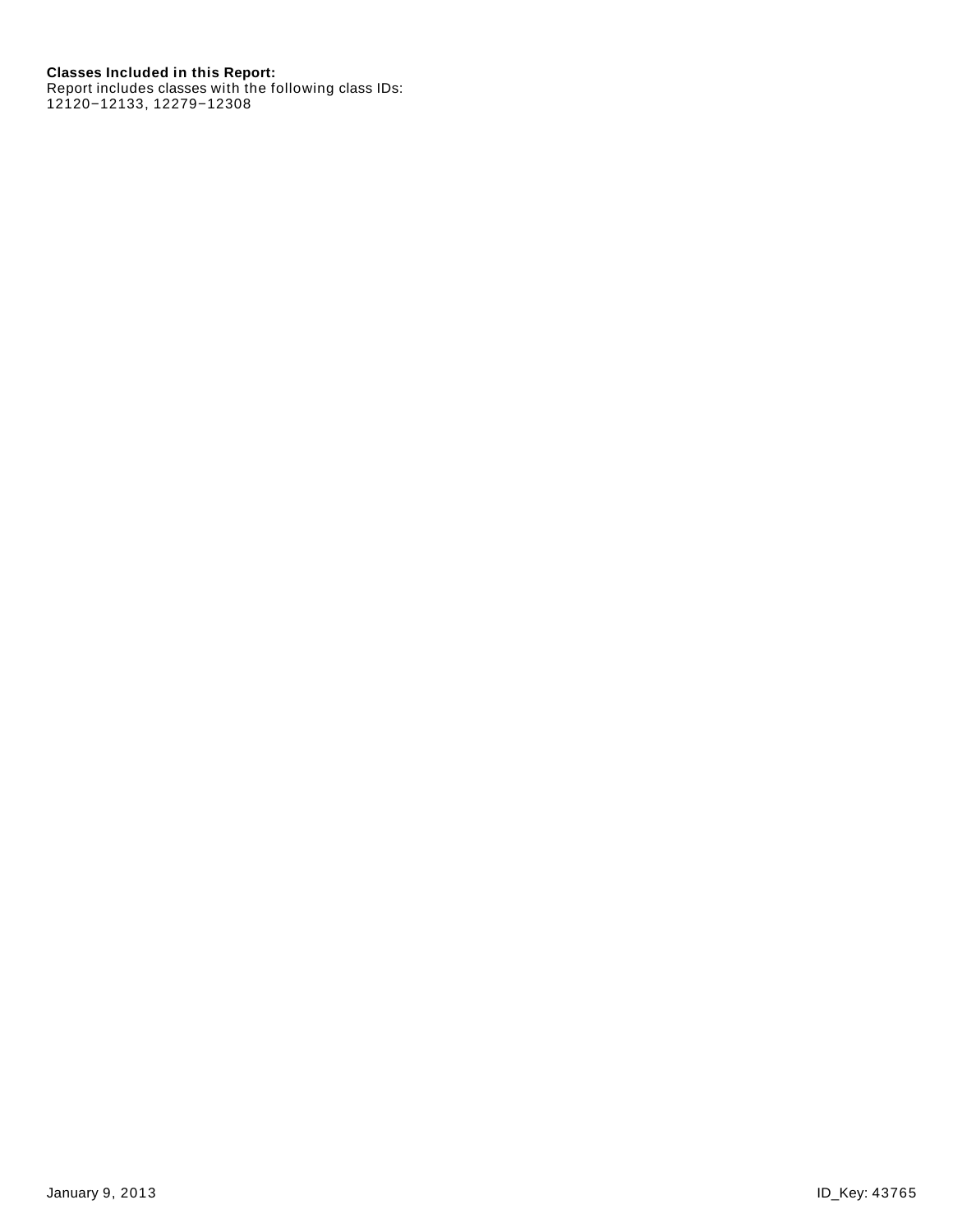**Classes Included in this Report:**

Report includes classes with the following class IDs:
12120−12133, 12279−12308